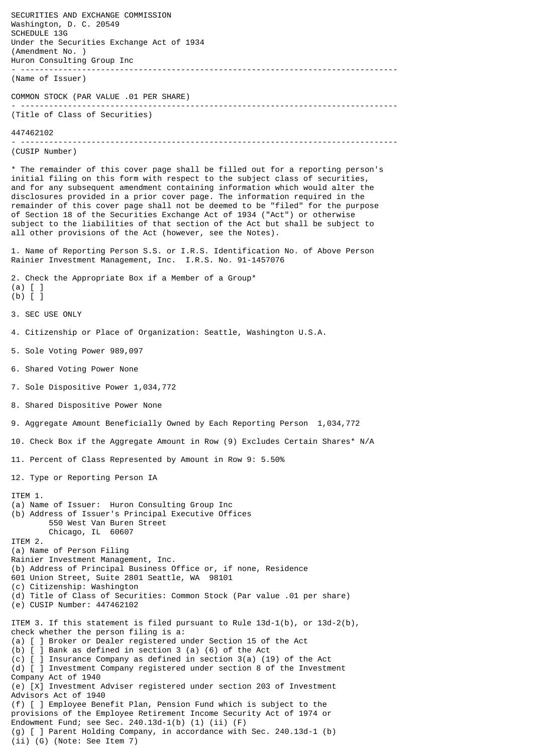SECURITIES AND EXCHANGE COMMISSION
Washington, D. C. 20549
SCHEDULE 13G
Under the Securities Exchange Act of 1934
(Amendment No. )

Huron Consulting Group Inc

(Name of Issuer)

COMMON STOCK (PAR VALUE .01 PER SHARE)

(Title of Class of Securities)

447462102

(CUSIP Number)

* The remainder of this cover page shall be filled out for a reporting person's initial filing on this form with respect to the subject class of securities, and for any subsequent amendment containing information which would alter the disclosures provided in a prior cover page. The information required in the remainder of this cover page shall not be deemed to be "filed" for the purpose of Section 18 of the Securities Exchange Act of 1934 ("Act") or otherwise subject to the liabilities of that section of the Act but shall be subject to all other provisions of the Act (however, see the Notes).

1. Name of Reporting Person S.S. or I.R.S. Identification No. of Above Person
Rainier Investment Management, Inc. I.R.S. No. 91-1457076

2. Check the Appropriate Box if a Member of a Group*
(a) [ ]
(b) [ ]

3. SEC USE ONLY

4. Citizenship or Place of Organization: Seattle, Washington U.S.A.

5. Sole Voting Power 989,097

6. Shared Voting Power None

7. Sole Dispositive Power 1,034,772

8. Shared Dispositive Power None

9. Aggregate Amount Beneficially Owned by Each Reporting Person 1,034,772

10. Check Box if the Aggregate Amount in Row (9) Excludes Certain Shares* N/A

11. Percent of Class Represented by Amount in Row 9: 5.50%

12. Type or Reporting Person IA

ITEM 1.
(a) Name of Issuer: Huron Consulting Group Inc
(b) Address of Issuer's Principal Executive Offices
550 West Van Buren Street
Chicago, IL 60607

ITEM 2.
(a) Name of Person Filing
Rainier Investment Management, Inc.
(b) Address of Principal Business Office or, if none, Residence
601 Union Street, Suite 2801 Seattle, WA 98101
(c) Citizenship: Washington
(d) Title of Class of Securities: Common Stock (Par value .01 per share)
(e) CUSIP Number: 447462102

ITEM 3. If this statement is filed pursuant to Rule 13d-1(b), or 13d-2(b), check whether the person filing is a:
(a) [ ] Broker or Dealer registered under Section 15 of the Act
(b) [ ] Bank as defined in section 3 (a) (6) of the Act
(c) [ ] Insurance Company as defined in section 3(a) (19) of the Act
(d) [ ] Investment Company registered under section 8 of the Investment Company Act of 1940
(e) [X] Investment Adviser registered under section 203 of Investment Advisors Act of 1940
(f) [ ] Employee Benefit Plan, Pension Fund which is subject to the provisions of the Employee Retirement Income Security Act of 1974 or Endowment Fund; see Sec. 240.13d-1(b) (1) (ii) (F)
(g) [ ] Parent Holding Company, in accordance with Sec. 240.13d-1 (b) (ii) (G) (Note: See Item 7)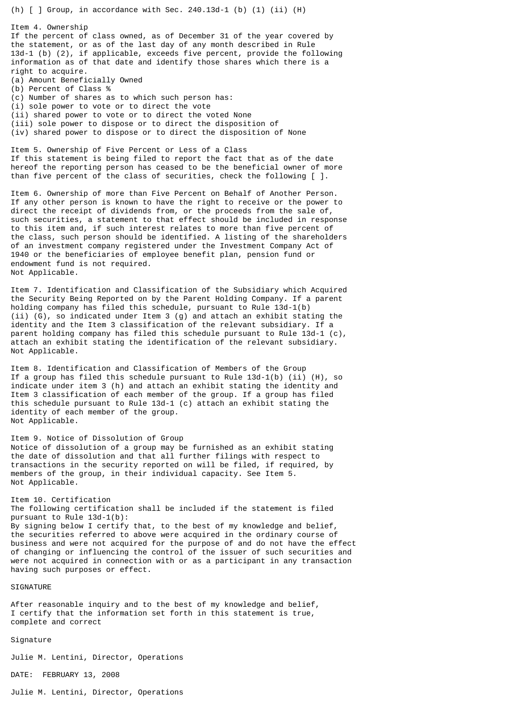(h) [ ] Group, in accordance with Sec. 240.13d-1 (b) (1) (ii) (H)

Item 4. Ownership
If the percent of class owned, as of December 31 of the year covered by the statement, or as of the last day of any month described in Rule 13d-1 (b) (2), if applicable, exceeds five percent, provide the following information as of that date and identify those shares which there is a right to acquire.
(a) Amount Beneficially Owned
(b) Percent of Class %
(c) Number of shares as to which such person has:
(i) sole power to vote or to direct the vote
(ii) shared power to vote or to direct the voted None
(iii) sole power to dispose or to direct the disposition of
(iv) shared power to dispose or to direct the disposition of None

Item 5. Ownership of Five Percent or Less of a Class
If this statement is being filed to report the fact that as of the date hereof the reporting person has ceased to be the beneficial owner of more than five percent of the class of securities, check the following [ ].

Item 6. Ownership of more than Five Percent on Behalf of Another Person.
If any other person is known to have the right to receive or the power to direct the receipt of dividends from, or the proceeds from the sale of, such securities, a statement to that effect should be included in response to this item and, if such interest relates to more than five percent of the class, such person should be identified. A listing of the shareholders of an investment company registered under the Investment Company Act of 1940 or the beneficiaries of employee benefit plan, pension fund or endowment fund is not required.
Not Applicable.

Item 7. Identification and Classification of the Subsidiary which Acquired the Security Being Reported on by the Parent Holding Company. If a parent holding company has filed this schedule, pursuant to Rule 13d-1(b) (ii) (G), so indicated under Item 3 (g) and attach an exhibit stating the identity and the Item 3 classification of the relevant subsidiary. If a parent holding company has filed this schedule pursuant to Rule 13d-1 (c), attach an exhibit stating the identification of the relevant subsidiary.
Not Applicable.

Item 8. Identification and Classification of Members of the Group
If a group has filed this schedule pursuant to Rule 13d-1(b) (ii) (H), so indicate under item 3 (h) and attach an exhibit stating the identity and Item 3 classification of each member of the group. If a group has filed this schedule pursuant to Rule 13d-1 (c) attach an exhibit stating the identity of each member of the group.
Not Applicable.

Item 9. Notice of Dissolution of Group
Notice of dissolution of a group may be furnished as an exhibit stating the date of dissolution and that all further filings with respect to transactions in the security reported on will be filed, if required, by members of the group, in their individual capacity. See Item 5.
Not Applicable.

Item 10. Certification
The following certification shall be included if the statement is filed pursuant to Rule 13d-1(b):
By signing below I certify that, to the best of my knowledge and belief, the securities referred to above were acquired in the ordinary course of business and were not acquired for the purpose of and do not have the effect of changing or influencing the control of the issuer of such securities and were not acquired in connection with or as a participant in any transaction having such purposes or effect.

SIGNATURE

After reasonable inquiry and to the best of my knowledge and belief, I certify that the information set forth in this statement is true, complete and correct

Signature

Julie M. Lentini, Director, Operations

DATE: FEBRUARY 13, 2008

Julie M. Lentini, Director, Operations